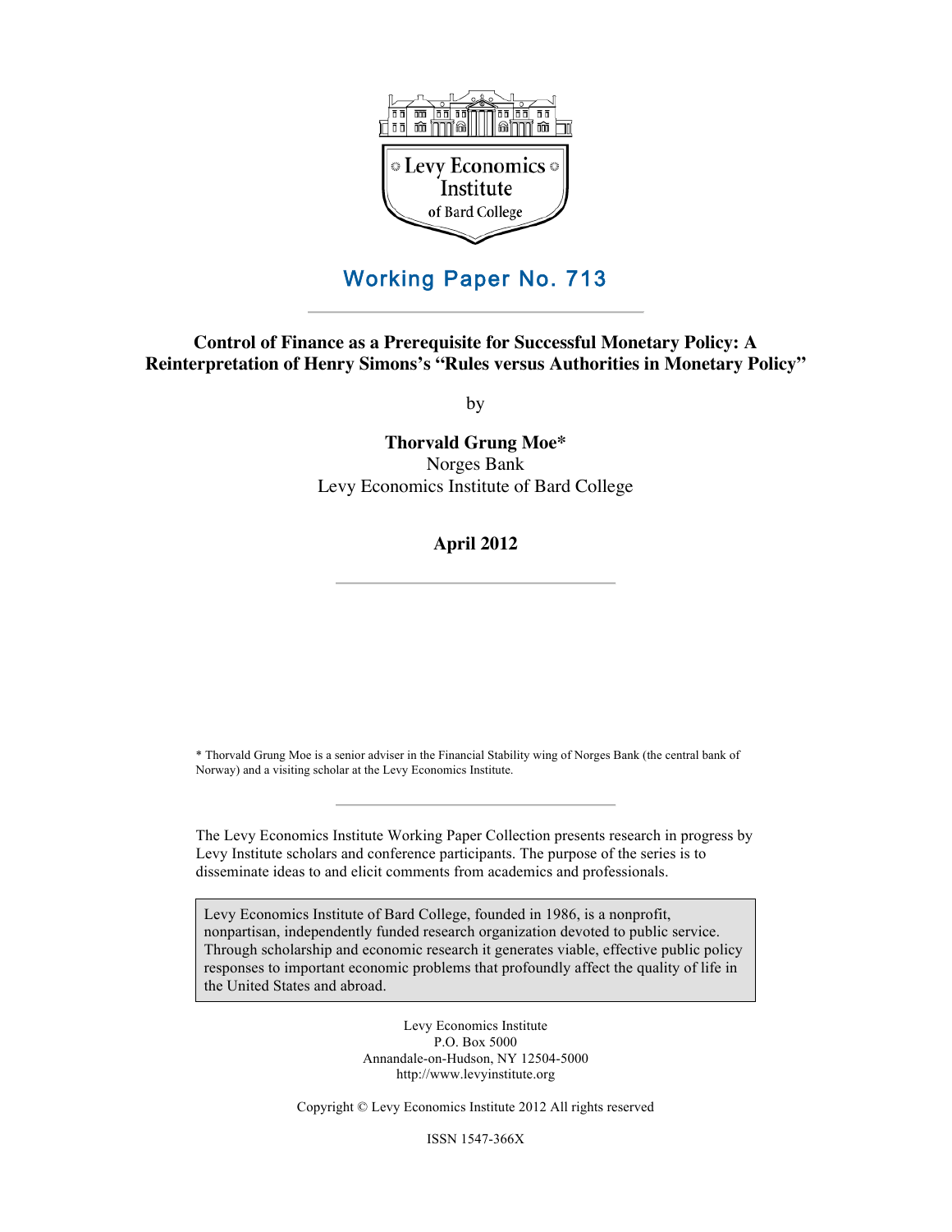Levy Economics Institute of Bard College

# Working Paper No. 713

## Control of Finance as a Prerequisite for Successful Monetary Policy: A Reinterpretation of Henry Simons's "Rules versus Authorities in Monetary Policy"

by

**Thorvald Grung Moe***
Norges Bank
Levy Economics Institute of Bard College

**April 2012**

* Thorvald Grung Moe is a senior adviser in the Financial Stability wing of Norges Bank (the central bank of Norway) and a visiting scholar at the Levy Economics Institute.

The Levy Economics Institute Working Paper Collection presents research in progress by Levy Institute scholars and conference participants. The purpose of the series is to disseminate ideas to and elicit comments from academics and professionals.

Levy Economics Institute of Bard College, founded in 1986, is a nonprofit, nonpartisan, independently funded research organization devoted to public service. Through scholarship and economic research it generates viable, effective public policy responses to important economic problems that profoundly affect the quality of life in the United States and abroad.

Levy Economics Institute
P.O. Box 5000
Annandale-on-Hudson, NY 12504-5000
http://www.levyinstitute.org

Copyright © Levy Economics Institute 2012 All rights reserved

ISSN 1547-366X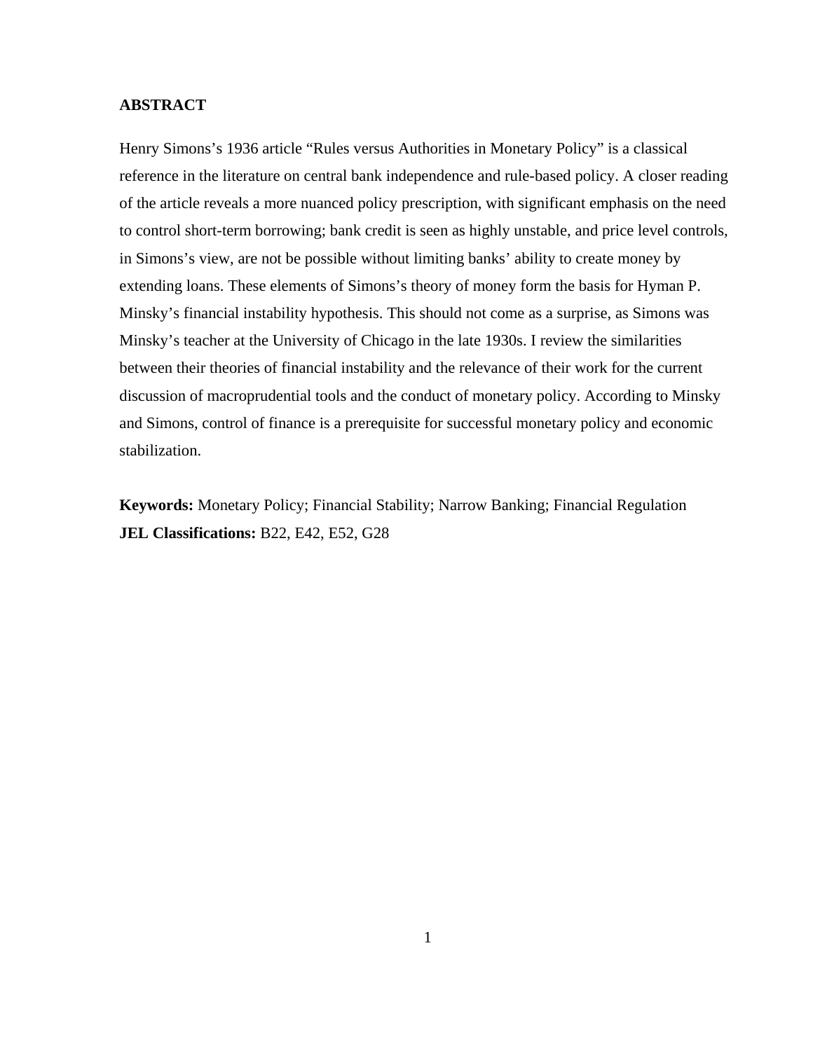**ABSTRACT**

Henry Simons's 1936 article "Rules versus Authorities in Monetary Policy" is a classical reference in the literature on central bank independence and rule-based policy. A closer reading of the article reveals a more nuanced policy prescription, with significant emphasis on the need to control short-term borrowing; bank credit is seen as highly unstable, and price level controls, in Simons's view, are not be possible without limiting banks' ability to create money by extending loans. These elements of Simons's theory of money form the basis for Hyman P. Minsky's financial instability hypothesis. This should not come as a surprise, as Simons was Minsky's teacher at the University of Chicago in the late 1930s. I review the similarities between their theories of financial instability and the relevance of their work for the current discussion of macroprudential tools and the conduct of monetary policy. According to Minsky and Simons, control of finance is a prerequisite for successful monetary policy and economic stabilization.

**Keywords:** Monetary Policy; Financial Stability; Narrow Banking; Financial Regulation
**JEL Classifications:** B22, E42, E52, G28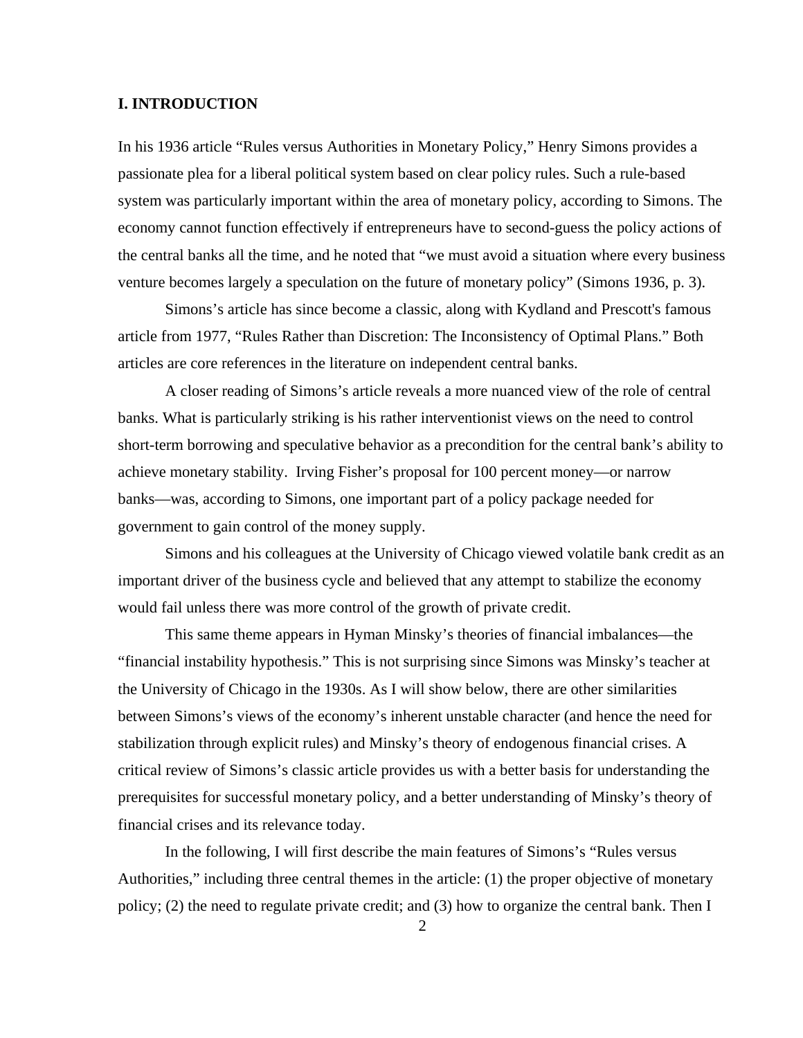## I. INTRODUCTION

In his 1936 article "Rules versus Authorities in Monetary Policy," Henry Simons provides a passionate plea for a liberal political system based on clear policy rules. Such a rule-based system was particularly important within the area of monetary policy, according to Simons. The economy cannot function effectively if entrepreneurs have to second-guess the policy actions of the central banks all the time, and he noted that "we must avoid a situation where every business venture becomes largely a speculation on the future of monetary policy" (Simons 1936, p. 3).

Simons's article has since become a classic, along with Kydland and Prescott's famous article from 1977, "Rules Rather than Discretion: The Inconsistency of Optimal Plans." Both articles are core references in the literature on independent central banks.

A closer reading of Simons's article reveals a more nuanced view of the role of central banks. What is particularly striking is his rather interventionist views on the need to control short-term borrowing and speculative behavior as a precondition for the central bank's ability to achieve monetary stability. Irving Fisher's proposal for 100 percent money—or narrow banks—was, according to Simons, one important part of a policy package needed for government to gain control of the money supply.

Simons and his colleagues at the University of Chicago viewed volatile bank credit as an important driver of the business cycle and believed that any attempt to stabilize the economy would fail unless there was more control of the growth of private credit.

This same theme appears in Hyman Minsky's theories of financial imbalances—the "financial instability hypothesis." This is not surprising since Simons was Minsky's teacher at the University of Chicago in the 1930s. As I will show below, there are other similarities between Simons's views of the economy's inherent unstable character (and hence the need for stabilization through explicit rules) and Minsky's theory of endogenous financial crises. A critical review of Simons's classic article provides us with a better basis for understanding the prerequisites for successful monetary policy, and a better understanding of Minsky's theory of financial crises and its relevance today.

In the following, I will first describe the main features of Simons's "Rules versus Authorities," including three central themes in the article: (1) the proper objective of monetary policy; (2) the need to regulate private credit; and (3) how to organize the central bank. Then I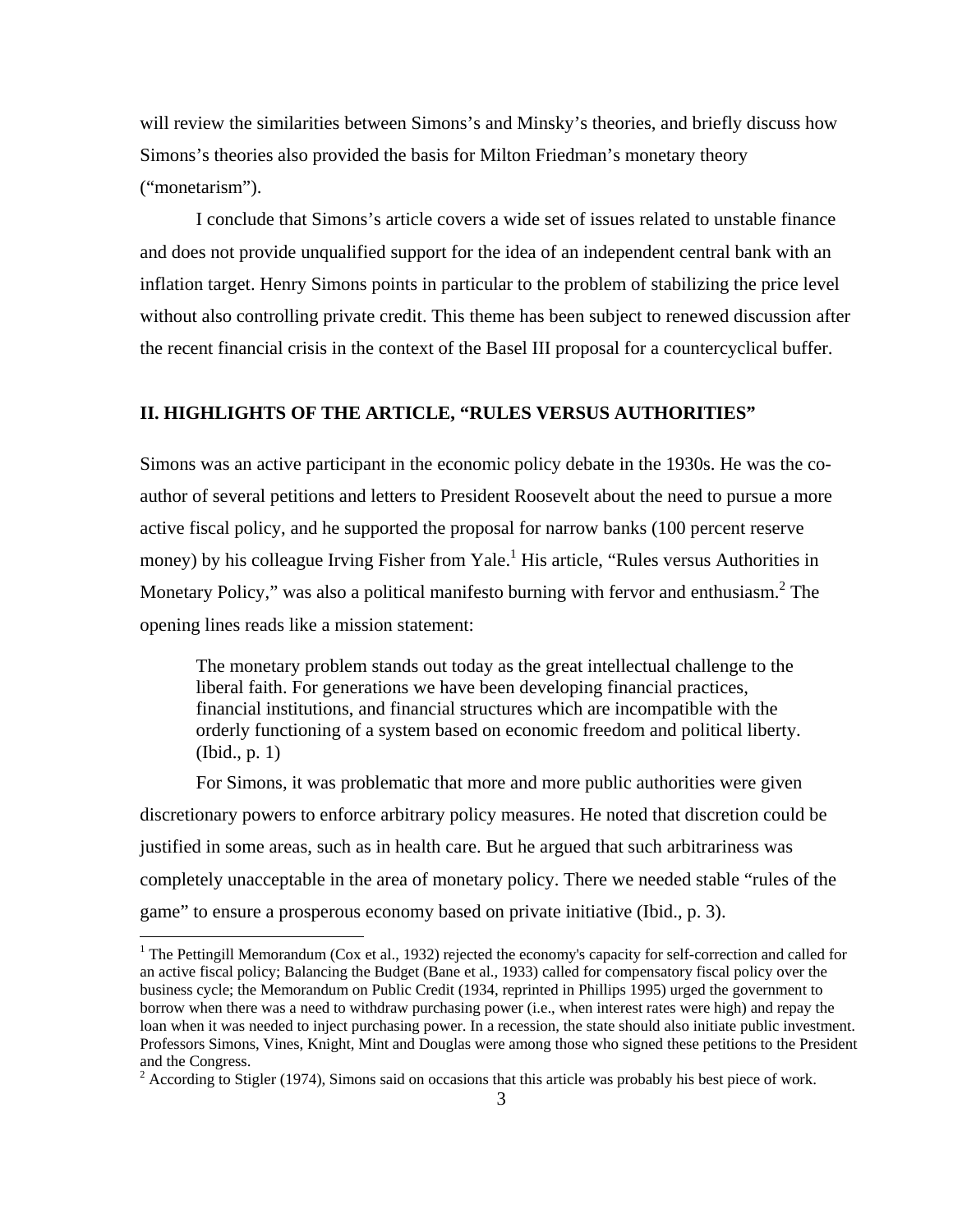will review the similarities between Simons's and Minsky's theories, and briefly discuss how Simons's theories also provided the basis for Milton Friedman's monetary theory ("monetarism").

I conclude that Simons's article covers a wide set of issues related to unstable finance and does not provide unqualified support for the idea of an independent central bank with an inflation target. Henry Simons points in particular to the problem of stabilizing the price level without also controlling private credit. This theme has been subject to renewed discussion after the recent financial crisis in the context of the Basel III proposal for a countercyclical buffer.

## II. HIGHLIGHTS OF THE ARTICLE, "RULES VERSUS AUTHORITIES"

Simons was an active participant in the economic policy debate in the 1930s. He was the co-author of several petitions and letters to President Roosevelt about the need to pursue a more active fiscal policy, and he supported the proposal for narrow banks (100 percent reserve money) by his colleague Irving Fisher from Yale.[1] His article, "Rules versus Authorities in Monetary Policy," was also a political manifesto burning with fervor and enthusiasm.[2] The opening lines reads like a mission statement:

> The monetary problem stands out today as the great intellectual challenge to the liberal faith. For generations we have been developing financial practices, financial institutions, and financial structures which are incompatible with the orderly functioning of a system based on economic freedom and political liberty. (Ibid., p. 1)

For Simons, it was problematic that more and more public authorities were given discretionary powers to enforce arbitrary policy measures. He noted that discretion could be justified in some areas, such as in health care. But he argued that such arbitrariness was completely unacceptable in the area of monetary policy. There we needed stable "rules of the game" to ensure a prosperous economy based on private initiative (Ibid., p. 3).

[1] The Pettingill Memorandum (Cox et al., 1932) rejected the economy's capacity for self-correction and called for an active fiscal policy; Balancing the Budget (Bane et al., 1933) called for compensatory fiscal policy over the business cycle; the Memorandum on Public Credit (1934, reprinted in Phillips 1995) urged the government to borrow when there was a need to withdraw purchasing power (i.e., when interest rates were high) and repay the loan when it was needed to inject purchasing power. In a recession, the state should also initiate public investment. Professors Simons, Vines, Knight, Mint and Douglas were among those who signed these petitions to the President and the Congress.

[2] According to Stigler (1974), Simons said on occasions that this article was probably his best piece of work.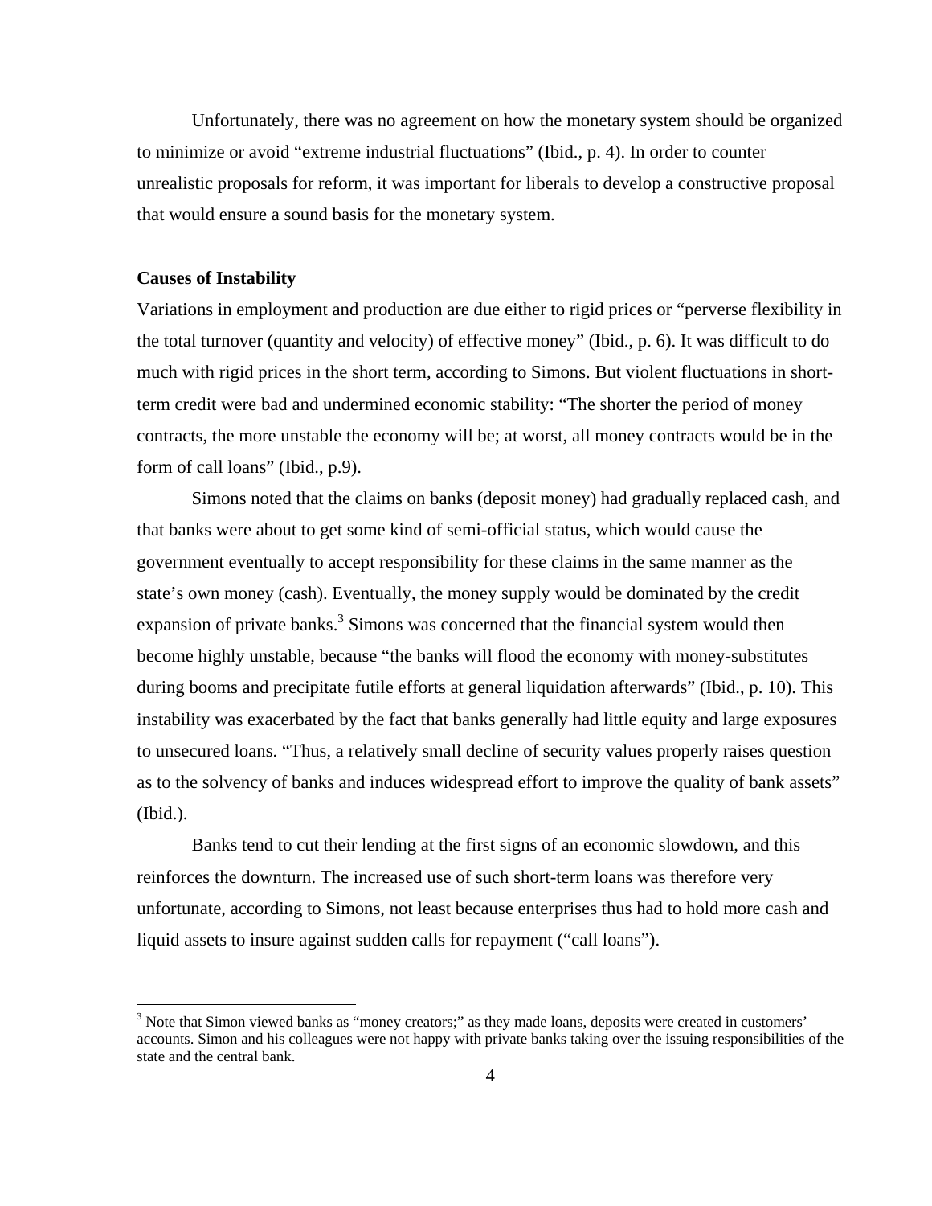Unfortunately, there was no agreement on how the monetary system should be organized to minimize or avoid "extreme industrial fluctuations" (Ibid., p. 4). In order to counter unrealistic proposals for reform, it was important for liberals to develop a constructive proposal that would ensure a sound basis for the monetary system.

**Causes of Instability**

Variations in employment and production are due either to rigid prices or "perverse flexibility in the total turnover (quantity and velocity) of effective money" (Ibid., p. 6). It was difficult to do much with rigid prices in the short term, according to Simons. But violent fluctuations in short-term credit were bad and undermined economic stability: "The shorter the period of money contracts, the more unstable the economy will be; at worst, all money contracts would be in the form of call loans" (Ibid., p.9).

Simons noted that the claims on banks (deposit money) had gradually replaced cash, and that banks were about to get some kind of semi-official status, which would cause the government eventually to accept responsibility for these claims in the same manner as the state's own money (cash). Eventually, the money supply would be dominated by the credit expansion of private banks.[3] Simons was concerned that the financial system would then become highly unstable, because "the banks will flood the economy with money-substitutes during booms and precipitate futile efforts at general liquidation afterwards" (Ibid., p. 10). This instability was exacerbated by the fact that banks generally had little equity and large exposures to unsecured loans. "Thus, a relatively small decline of security values properly raises question as to the solvency of banks and induces widespread effort to improve the quality of bank assets" (Ibid.).

Banks tend to cut their lending at the first signs of an economic slowdown, and this reinforces the downturn. The increased use of such short-term loans was therefore very unfortunate, according to Simons, not least because enterprises thus had to hold more cash and liquid assets to insure against sudden calls for repayment ("call loans").

[3] Note that Simon viewed banks as "money creators;" as they made loans, deposits were created in customers' accounts. Simon and his colleagues were not happy with private banks taking over the issuing responsibilities of the state and the central bank.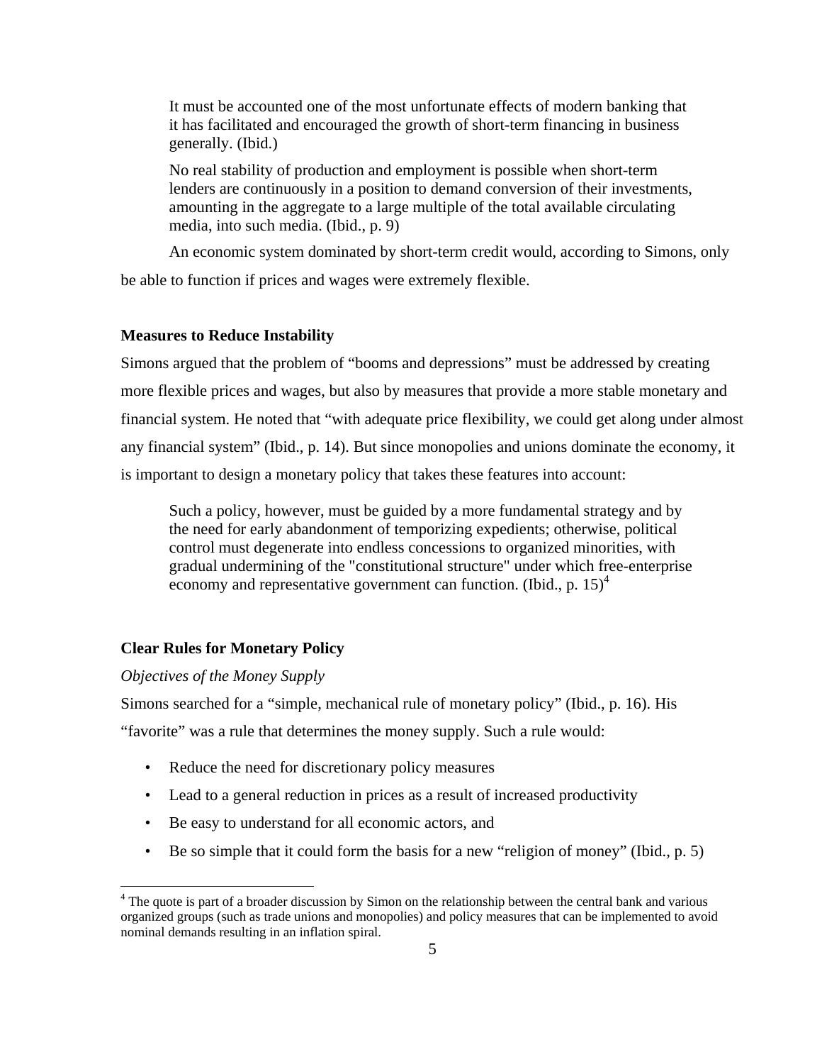> It must be accounted one of the most unfortunate effects of modern banking that it has facilitated and encouraged the growth of short-term financing in business generally. (Ibid.)
>
> No real stability of production and employment is possible when short-term lenders are continuously in a position to demand conversion of their investments, amounting in the aggregate to a large multiple of the total available circulating media, into such media. (Ibid., p. 9)

An economic system dominated by short-term credit would, according to Simons, only be able to function if prices and wages were extremely flexible.

### Measures to Reduce Instability

Simons argued that the problem of "booms and depressions" must be addressed by creating more flexible prices and wages, but also by measures that provide a more stable monetary and financial system. He noted that "with adequate price flexibility, we could get along under almost any financial system" (Ibid., p. 14). But since monopolies and unions dominate the economy, it is important to design a monetary policy that takes these features into account:

> Such a policy, however, must be guided by a more fundamental strategy and by the need for early abandonment of temporizing expedients; otherwise, political control must degenerate into endless concessions to organized minorities, with gradual undermining of the "constitutional structure" under which free-enterprise economy and representative government can function. (Ibid., p. 15)[4]

### Clear Rules for Monetary Policy

*Objectives of the Money Supply*

Simons searched for a "simple, mechanical rule of monetary policy" (Ibid., p. 16). His "favorite" was a rule that determines the money supply. Such a rule would:

- Reduce the need for discretionary policy measures
- Lead to a general reduction in prices as a result of increased productivity
- Be easy to understand for all economic actors, and
- Be so simple that it could form the basis for a new "religion of money" (Ibid., p. 5)

---

[4] The quote is part of a broader discussion by Simon on the relationship between the central bank and various organized groups (such as trade unions and monopolies) and policy measures that can be implemented to avoid nominal demands resulting in an inflation spiral.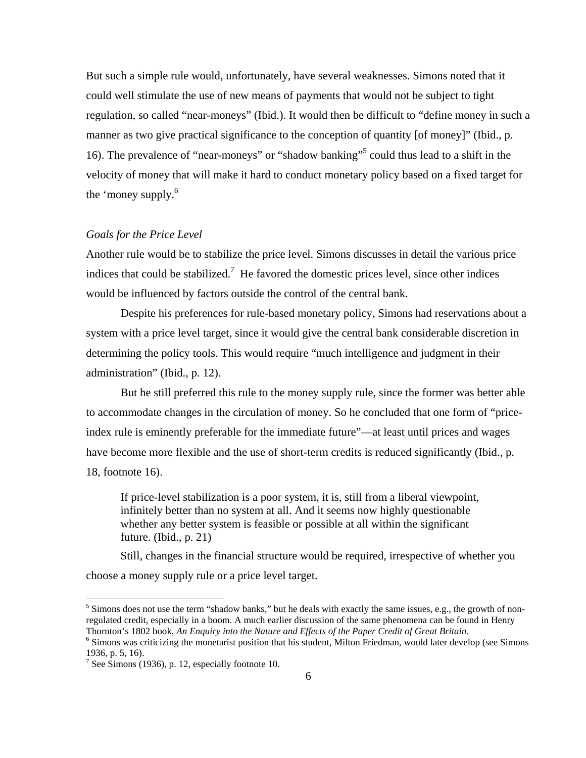But such a simple rule would, unfortunately, have several weaknesses. Simons noted that it could well stimulate the use of new means of payments that would not be subject to tight regulation, so called "near-moneys" (Ibid.). It would then be difficult to "define money in such a manner as two give practical significance to the conception of quantity [of money]" (Ibid., p. 16). The prevalence of "near-moneys" or "shadow banking"[5] could thus lead to a shift in the velocity of money that will make it hard to conduct monetary policy based on a fixed target for the 'money supply.[6]

*Goals for the Price Level*

Another rule would be to stabilize the price level. Simons discusses in detail the various price indices that could be stabilized.[7] He favored the domestic prices level, since other indices would be influenced by factors outside the control of the central bank.

Despite his preferences for rule-based monetary policy, Simons had reservations about a system with a price level target, since it would give the central bank considerable discretion in determining the policy tools. This would require "much intelligence and judgment in their administration" (Ibid., p. 12).

But he still preferred this rule to the money supply rule, since the former was better able to accommodate changes in the circulation of money. So he concluded that one form of "price-index rule is eminently preferable for the immediate future"—at least until prices and wages have become more flexible and the use of short-term credits is reduced significantly (Ibid., p. 18, footnote 16).

> If price-level stabilization is a poor system, it is, still from a liberal viewpoint, infinitely better than no system at all. And it seems now highly questionable whether any better system is feasible or possible at all within the significant future. (Ibid., p. 21)

Still, changes in the financial structure would be required, irrespective of whether you choose a money supply rule or a price level target.

---

[5] Simons does not use the term "shadow banks," but he deals with exactly the same issues, e.g., the growth of non-regulated credit, especially in a boom. A much earlier discussion of the same phenomena can be found in Henry Thornton's 1802 book, *An Enquiry into the Nature and Effects of the Paper Credit of Great Britain.*

[6] Simons was criticizing the monetarist position that his student, Milton Friedman, would later develop (see Simons 1936, p. 5, 16).

[7] See Simons (1936), p. 12, especially footnote 10.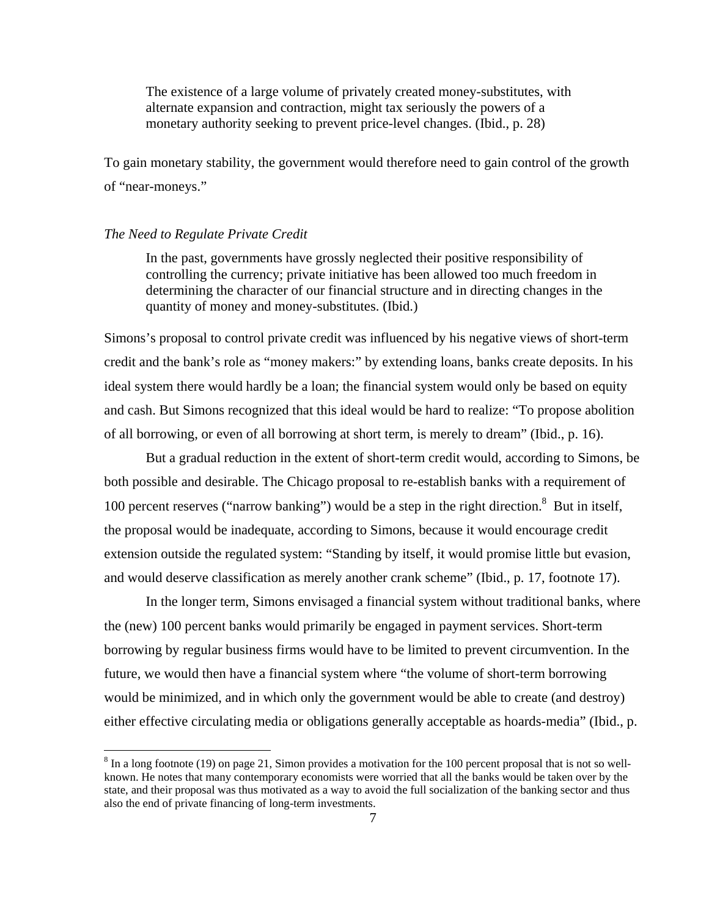> The existence of a large volume of privately created money-substitutes, with alternate expansion and contraction, might tax seriously the powers of a monetary authority seeking to prevent price-level changes. (Ibid., p. 28)

To gain monetary stability, the government would therefore need to gain control of the growth of "near-moneys."

*The Need to Regulate Private Credit*

> In the past, governments have grossly neglected their positive responsibility of controlling the currency; private initiative has been allowed too much freedom in determining the character of our financial structure and in directing changes in the quantity of money and money-substitutes. (Ibid.)

Simons's proposal to control private credit was influenced by his negative views of short-term credit and the bank's role as "money makers:" by extending loans, banks create deposits. In his ideal system there would hardly be a loan; the financial system would only be based on equity and cash. But Simons recognized that this ideal would be hard to realize: "To propose abolition of all borrowing, or even of all borrowing at short term, is merely to dream" (Ibid., p. 16).

But a gradual reduction in the extent of short-term credit would, according to Simons, be both possible and desirable. The Chicago proposal to re-establish banks with a requirement of 100 percent reserves ("narrow banking") would be a step in the right direction.[8] But in itself, the proposal would be inadequate, according to Simons, because it would encourage credit extension outside the regulated system: "Standing by itself, it would promise little but evasion, and would deserve classification as merely another crank scheme" (Ibid., p. 17, footnote 17).

In the longer term, Simons envisaged a financial system without traditional banks, where the (new) 100 percent banks would primarily be engaged in payment services. Short-term borrowing by regular business firms would have to be limited to prevent circumvention. In the future, we would then have a financial system where "the volume of short-term borrowing would be minimized, and in which only the government would be able to create (and destroy) either effective circulating media or obligations generally acceptable as hoards-media" (Ibid., p.

[8] In a long footnote (19) on page 21, Simon provides a motivation for the 100 percent proposal that is not so well-known. He notes that many contemporary economists were worried that all the banks would be taken over by the state, and their proposal was thus motivated as a way to avoid the full socialization of the banking sector and thus also the end of private financing of long-term investments.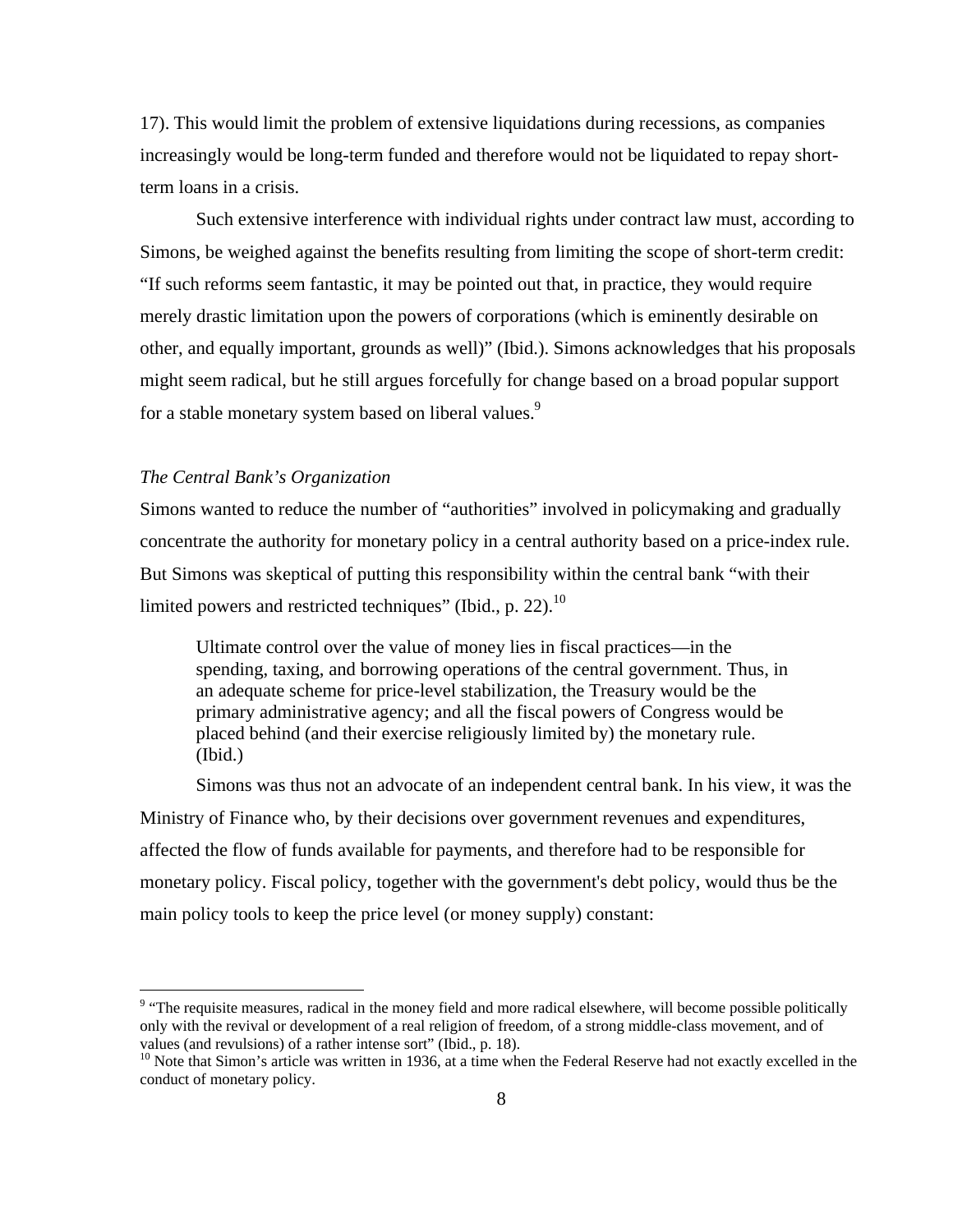17). This would limit the problem of extensive liquidations during recessions, as companies increasingly would be long-term funded and therefore would not be liquidated to repay short-term loans in a crisis.

Such extensive interference with individual rights under contract law must, according to Simons, be weighed against the benefits resulting from limiting the scope of short-term credit: "If such reforms seem fantastic, it may be pointed out that, in practice, they would require merely drastic limitation upon the powers of corporations (which is eminently desirable on other, and equally important, grounds as well)" (Ibid.). Simons acknowledges that his proposals might seem radical, but he still argues forcefully for change based on a broad popular support for a stable monetary system based on liberal values.[9]

### *The Central Bank's Organization*

Simons wanted to reduce the number of "authorities" involved in policymaking and gradually concentrate the authority for monetary policy in a central authority based on a price-index rule. But Simons was skeptical of putting this responsibility within the central bank "with their limited powers and restricted techniques" (Ibid., p. 22).[10]

> Ultimate control over the value of money lies in fiscal practices—in the spending, taxing, and borrowing operations of the central government. Thus, in an adequate scheme for price-level stabilization, the Treasury would be the primary administrative agency; and all the fiscal powers of Congress would be placed behind (and their exercise religiously limited by) the monetary rule. (Ibid.)

Simons was thus not an advocate of an independent central bank. In his view, it was the Ministry of Finance who, by their decisions over government revenues and expenditures, affected the flow of funds available for payments, and therefore had to be responsible for monetary policy. Fiscal policy, together with the government's debt policy, would thus be the main policy tools to keep the price level (or money supply) constant:

---

[9] "The requisite measures, radical in the money field and more radical elsewhere, will become possible politically only with the revival or development of a real religion of freedom, of a strong middle-class movement, and of values (and revulsions) of a rather intense sort" (Ibid., p. 18).

[10] Note that Simon's article was written in 1936, at a time when the Federal Reserve had not exactly excelled in the conduct of monetary policy.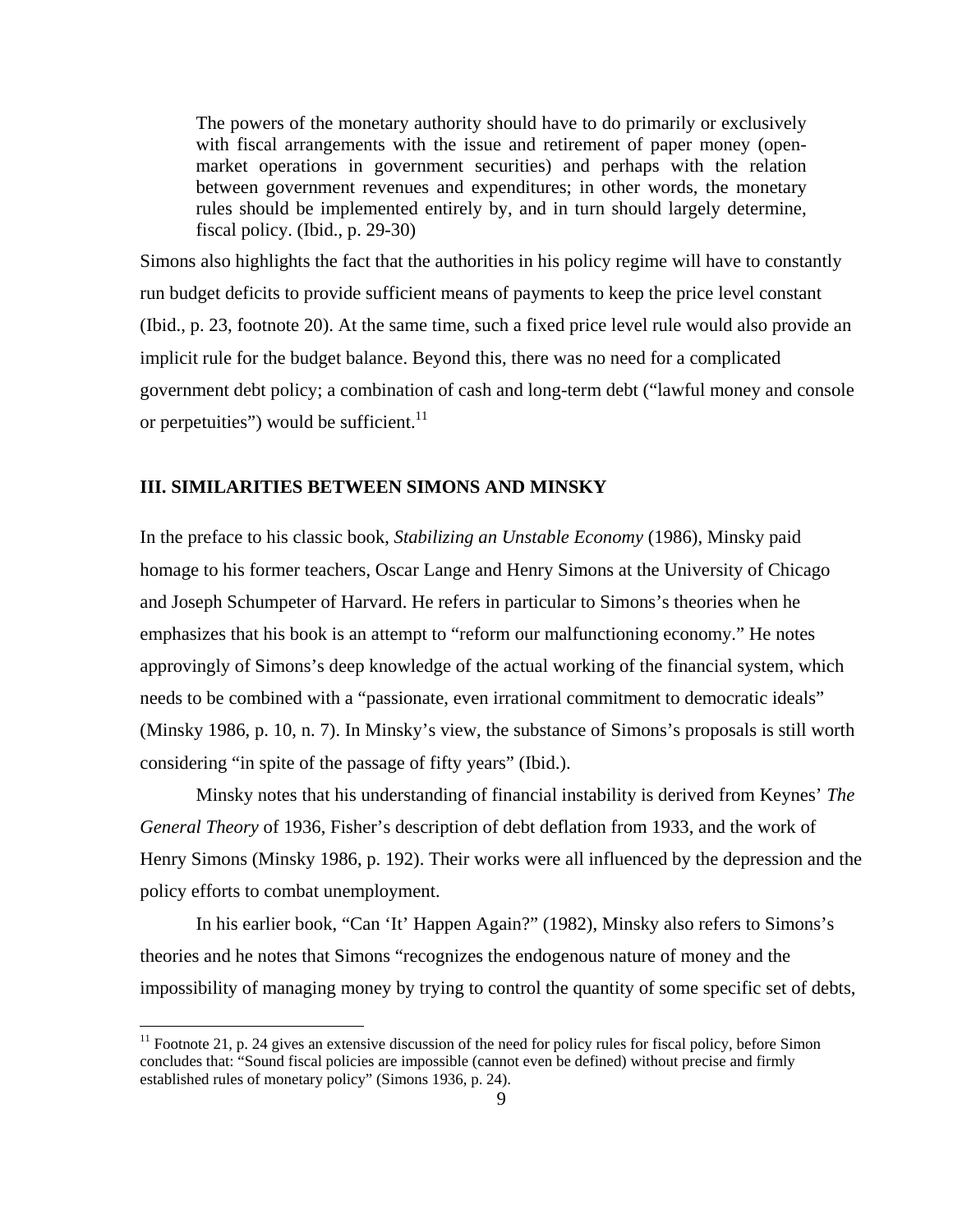> The powers of the monetary authority should have to do primarily or exclusively with fiscal arrangements with the issue and retirement of paper money (open-market operations in government securities) and perhaps with the relation between government revenues and expenditures; in other words, the monetary rules should be implemented entirely by, and in turn should largely determine, fiscal policy. (Ibid., p. 29-30)

Simons also highlights the fact that the authorities in his policy regime will have to constantly run budget deficits to provide sufficient means of payments to keep the price level constant (Ibid., p. 23, footnote 20). At the same time, such a fixed price level rule would also provide an implicit rule for the budget balance. Beyond this, there was no need for a complicated government debt policy; a combination of cash and long-term debt ("lawful money and console or perpetuities") would be sufficient.[11]

### III. SIMILARITIES BETWEEN SIMONS AND MINSKY

In the preface to his classic book, *Stabilizing an Unstable Economy* (1986), Minsky paid homage to his former teachers, Oscar Lange and Henry Simons at the University of Chicago and Joseph Schumpeter of Harvard. He refers in particular to Simons's theories when he emphasizes that his book is an attempt to "reform our malfunctioning economy." He notes approvingly of Simons's deep knowledge of the actual working of the financial system, which needs to be combined with a "passionate, even irrational commitment to democratic ideals" (Minsky 1986, p. 10, n. 7). In Minsky's view, the substance of Simons's proposals is still worth considering "in spite of the passage of fifty years" (Ibid.).

Minsky notes that his understanding of financial instability is derived from Keynes' *The General Theory* of 1936, Fisher's description of debt deflation from 1933, and the work of Henry Simons (Minsky 1986, p. 192). Their works were all influenced by the depression and the policy efforts to combat unemployment.

In his earlier book, "Can 'It' Happen Again?" (1982), Minsky also refers to Simons's theories and he notes that Simons "recognizes the endogenous nature of money and the impossibility of managing money by trying to control the quantity of some specific set of debts,

---

[11] Footnote 21, p. 24 gives an extensive discussion of the need for policy rules for fiscal policy, before Simon concludes that: "Sound fiscal policies are impossible (cannot even be defined) without precise and firmly established rules of monetary policy" (Simons 1936, p. 24).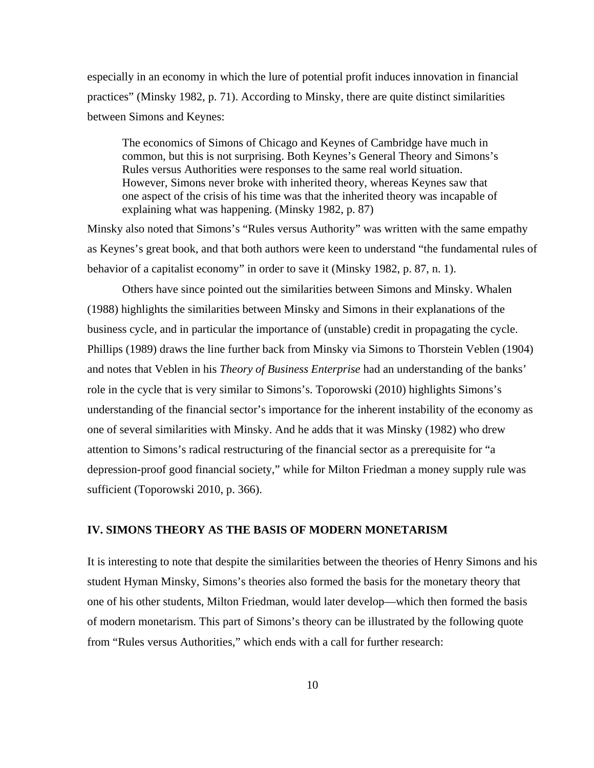especially in an economy in which the lure of potential profit induces innovation in financial practices" (Minsky 1982, p. 71). According to Minsky, there are quite distinct similarities between Simons and Keynes:

> The economics of Simons of Chicago and Keynes of Cambridge have much in common, but this is not surprising. Both Keynes's General Theory and Simons's Rules versus Authorities were responses to the same real world situation. However, Simons never broke with inherited theory, whereas Keynes saw that one aspect of the crisis of his time was that the inherited theory was incapable of explaining what was happening. (Minsky 1982, p. 87)

Minsky also noted that Simons's "Rules versus Authority" was written with the same empathy as Keynes's great book, and that both authors were keen to understand "the fundamental rules of behavior of a capitalist economy" in order to save it (Minsky 1982, p. 87, n. 1).

Others have since pointed out the similarities between Simons and Minsky. Whalen (1988) highlights the similarities between Minsky and Simons in their explanations of the business cycle, and in particular the importance of (unstable) credit in propagating the cycle. Phillips (1989) draws the line further back from Minsky via Simons to Thorstein Veblen (1904) and notes that Veblen in his *Theory of Business Enterprise* had an understanding of the banks' role in the cycle that is very similar to Simons's. Toporowski (2010) highlights Simons's understanding of the financial sector's importance for the inherent instability of the economy as one of several similarities with Minsky. And he adds that it was Minsky (1982) who drew attention to Simons's radical restructuring of the financial sector as a prerequisite for "a depression-proof good financial society," while for Milton Friedman a money supply rule was sufficient (Toporowski 2010, p. 366).

## IV. SIMONS THEORY AS THE BASIS OF MODERN MONETARISM

It is interesting to note that despite the similarities between the theories of Henry Simons and his student Hyman Minsky, Simons's theories also formed the basis for the monetary theory that one of his other students, Milton Friedman, would later develop—which then formed the basis of modern monetarism. This part of Simons's theory can be illustrated by the following quote from "Rules versus Authorities," which ends with a call for further research: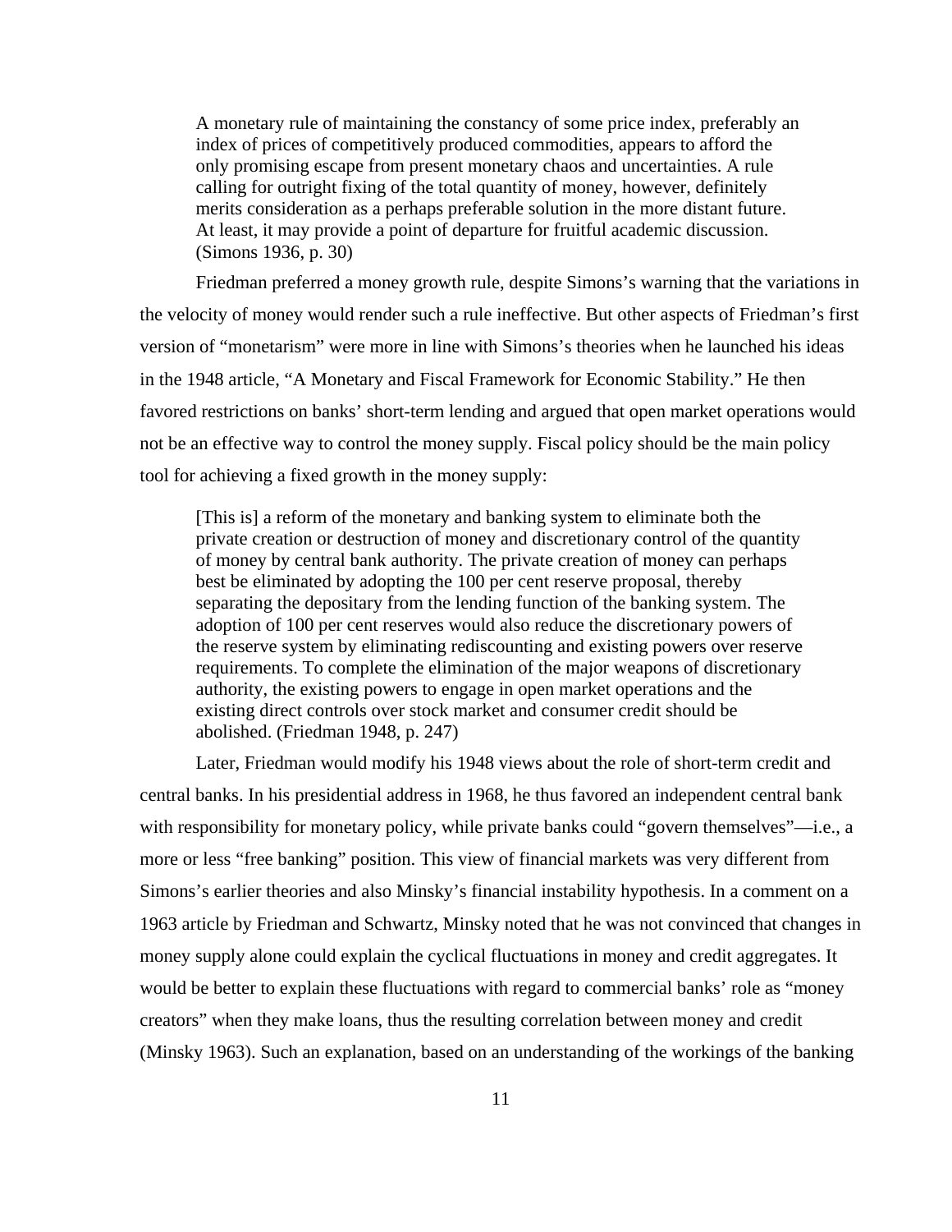> A monetary rule of maintaining the constancy of some price index, preferably an index of prices of competitively produced commodities, appears to afford the only promising escape from present monetary chaos and uncertainties. A rule calling for outright fixing of the total quantity of money, however, definitely merits consideration as a perhaps preferable solution in the more distant future. At least, it may provide a point of departure for fruitful academic discussion. (Simons 1936, p. 30)

Friedman preferred a money growth rule, despite Simons's warning that the variations in the velocity of money would render such a rule ineffective. But other aspects of Friedman's first version of "monetarism" were more in line with Simons's theories when he launched his ideas in the 1948 article, "A Monetary and Fiscal Framework for Economic Stability." He then favored restrictions on banks' short-term lending and argued that open market operations would not be an effective way to control the money supply. Fiscal policy should be the main policy tool for achieving a fixed growth in the money supply:

> [This is] a reform of the monetary and banking system to eliminate both the private creation or destruction of money and discretionary control of the quantity of money by central bank authority. The private creation of money can perhaps best be eliminated by adopting the 100 per cent reserve proposal, thereby separating the depositary from the lending function of the banking system. The adoption of 100 per cent reserves would also reduce the discretionary powers of the reserve system by eliminating rediscounting and existing powers over reserve requirements. To complete the elimination of the major weapons of discretionary authority, the existing powers to engage in open market operations and the existing direct controls over stock market and consumer credit should be abolished. (Friedman 1948, p. 247)

Later, Friedman would modify his 1948 views about the role of short-term credit and central banks. In his presidential address in 1968, he thus favored an independent central bank with responsibility for monetary policy, while private banks could "govern themselves"—i.e., a more or less "free banking" position. This view of financial markets was very different from Simons's earlier theories and also Minsky's financial instability hypothesis. In a comment on a 1963 article by Friedman and Schwartz, Minsky noted that he was not convinced that changes in money supply alone could explain the cyclical fluctuations in money and credit aggregates. It would be better to explain these fluctuations with regard to commercial banks' role as "money creators" when they make loans, thus the resulting correlation between money and credit (Minsky 1963). Such an explanation, based on an understanding of the workings of the banking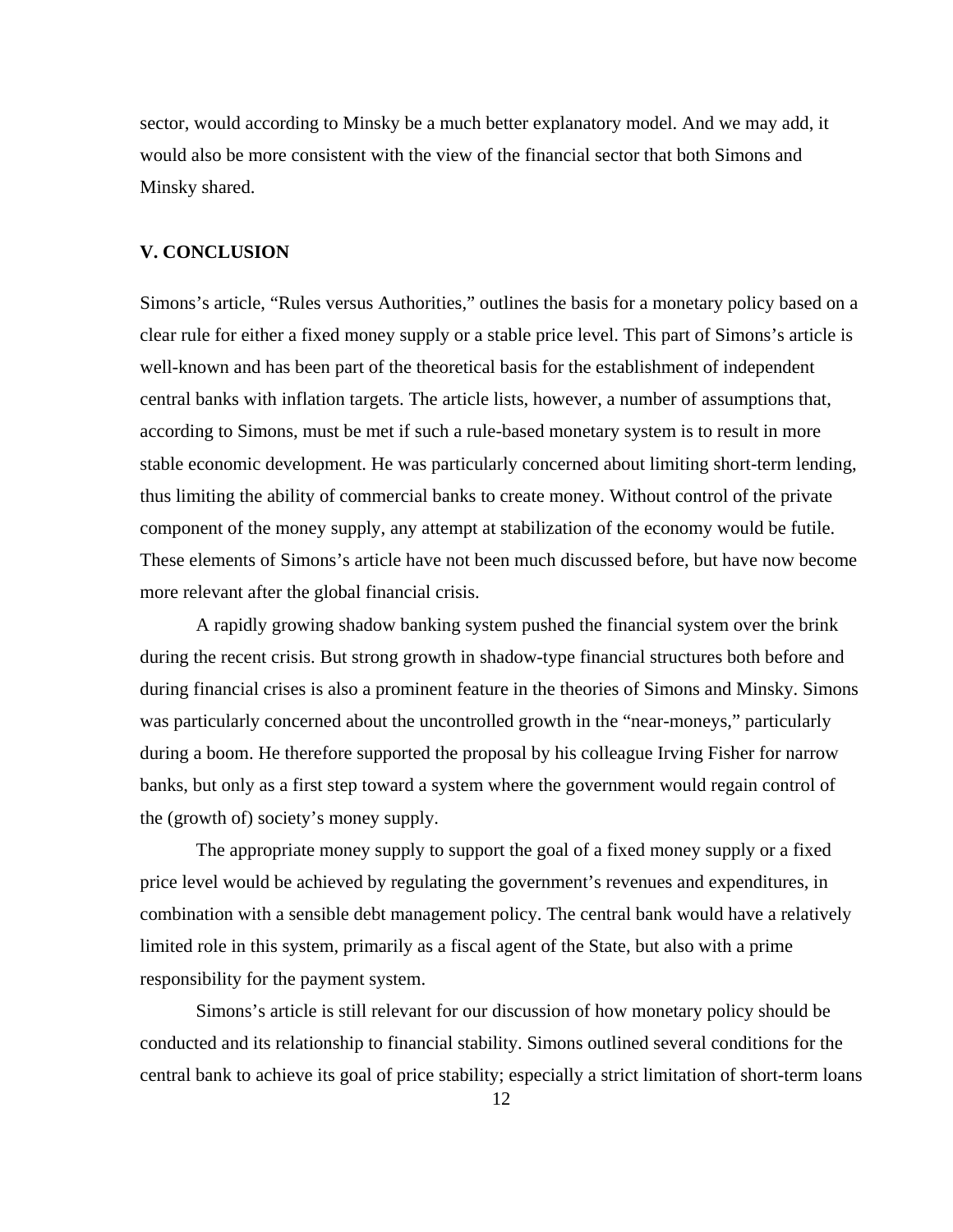sector, would according to Minsky be a much better explanatory model. And we may add, it would also be more consistent with the view of the financial sector that both Simons and Minsky shared.

## V. CONCLUSION

Simons's article, "Rules versus Authorities," outlines the basis for a monetary policy based on a clear rule for either a fixed money supply or a stable price level. This part of Simons's article is well-known and has been part of the theoretical basis for the establishment of independent central banks with inflation targets. The article lists, however, a number of assumptions that, according to Simons, must be met if such a rule-based monetary system is to result in more stable economic development. He was particularly concerned about limiting short-term lending, thus limiting the ability of commercial banks to create money. Without control of the private component of the money supply, any attempt at stabilization of the economy would be futile. These elements of Simons's article have not been much discussed before, but have now become more relevant after the global financial crisis.

A rapidly growing shadow banking system pushed the financial system over the brink during the recent crisis. But strong growth in shadow-type financial structures both before and during financial crises is also a prominent feature in the theories of Simons and Minsky. Simons was particularly concerned about the uncontrolled growth in the "near-moneys," particularly during a boom. He therefore supported the proposal by his colleague Irving Fisher for narrow banks, but only as a first step toward a system where the government would regain control of the (growth of) society's money supply.

The appropriate money supply to support the goal of a fixed money supply or a fixed price level would be achieved by regulating the government's revenues and expenditures, in combination with a sensible debt management policy. The central bank would have a relatively limited role in this system, primarily as a fiscal agent of the State, but also with a prime responsibility for the payment system.

Simons's article is still relevant for our discussion of how monetary policy should be conducted and its relationship to financial stability. Simons outlined several conditions for the central bank to achieve its goal of price stability; especially a strict limitation of short-term loans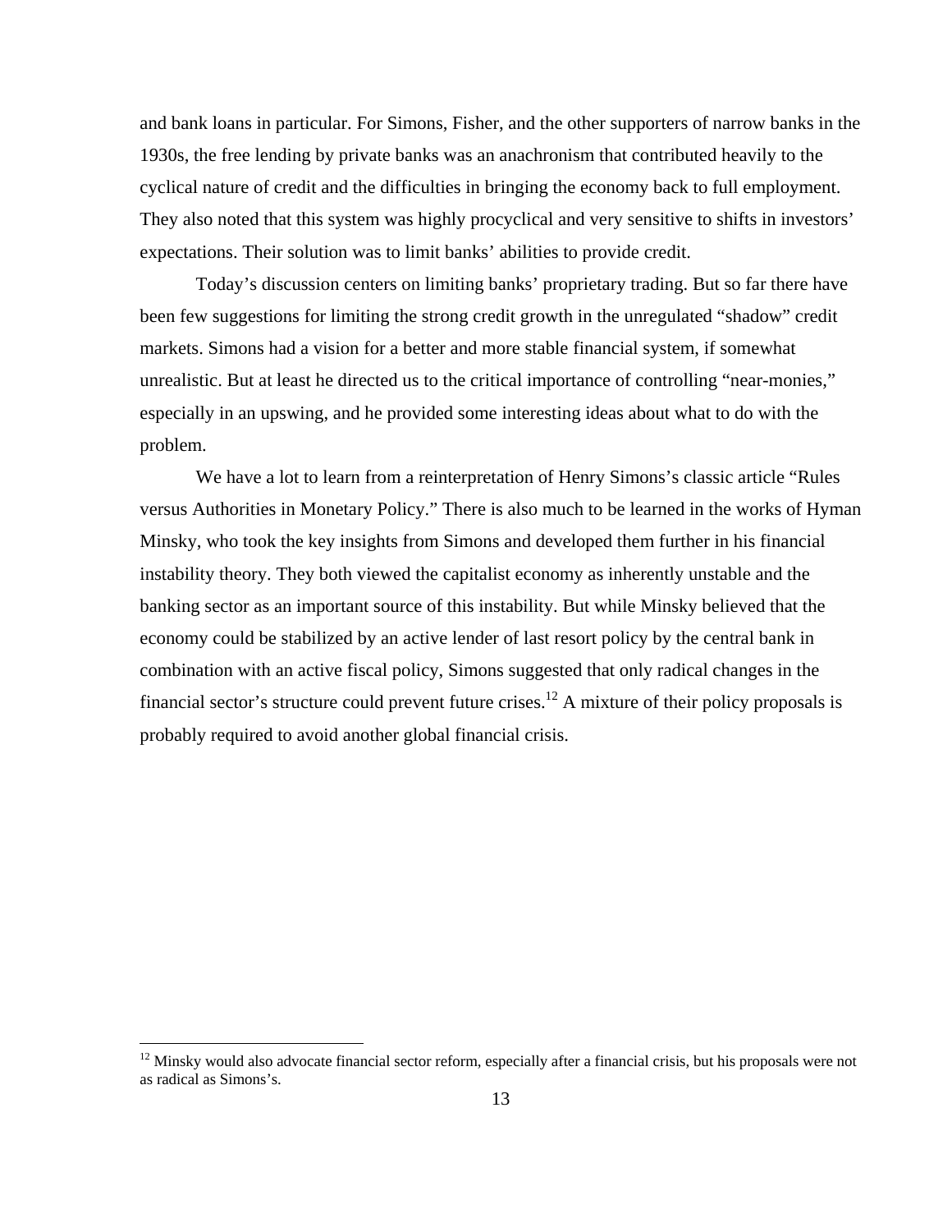and bank loans in particular. For Simons, Fisher, and the other supporters of narrow banks in the 1930s, the free lending by private banks was an anachronism that contributed heavily to the cyclical nature of credit and the difficulties in bringing the economy back to full employment. They also noted that this system was highly procyclical and very sensitive to shifts in investors' expectations. Their solution was to limit banks' abilities to provide credit.

Today's discussion centers on limiting banks' proprietary trading. But so far there have been few suggestions for limiting the strong credit growth in the unregulated "shadow" credit markets. Simons had a vision for a better and more stable financial system, if somewhat unrealistic. But at least he directed us to the critical importance of controlling "near-monies," especially in an upswing, and he provided some interesting ideas about what to do with the problem.

We have a lot to learn from a reinterpretation of Henry Simons's classic article "Rules versus Authorities in Monetary Policy." There is also much to be learned in the works of Hyman Minsky, who took the key insights from Simons and developed them further in his financial instability theory. They both viewed the capitalist economy as inherently unstable and the banking sector as an important source of this instability. But while Minsky believed that the economy could be stabilized by an active lender of last resort policy by the central bank in combination with an active fiscal policy, Simons suggested that only radical changes in the financial sector's structure could prevent future crises.[12] A mixture of their policy proposals is probably required to avoid another global financial crisis.

[12] Minsky would also advocate financial sector reform, especially after a financial crisis, but his proposals were not as radical as Simons's.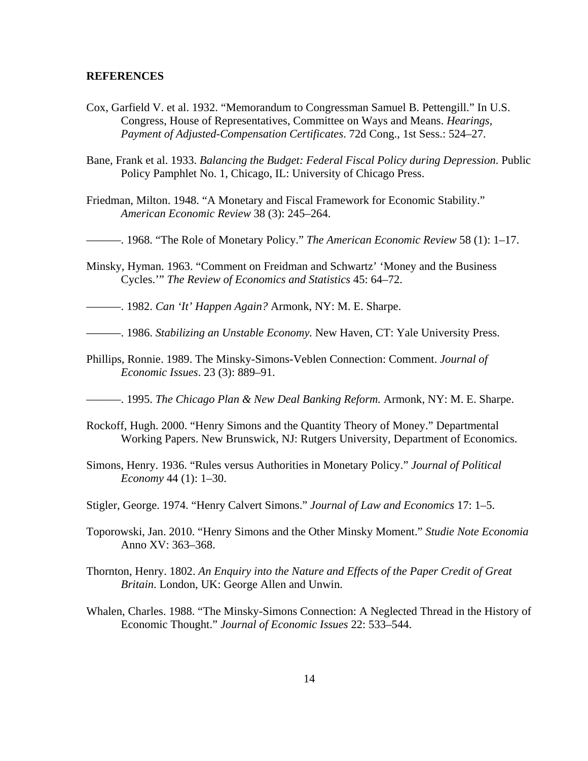## REFERENCES

Cox, Garfield V. et al. 1932. “Memorandum to Congressman Samuel B. Pettengill.” In U.S. Congress, House of Representatives, Committee on Ways and Means. *Hearings, Payment of Adjusted-Compensation Certificates*. 72d Cong., 1st Sess.: 524–27.

Bane, Frank et al. 1933. *Balancing the Budget: Federal Fiscal Policy during Depression*. Public Policy Pamphlet No. 1, Chicago, IL: University of Chicago Press.

Friedman, Milton. 1948. “A Monetary and Fiscal Framework for Economic Stability.” *American Economic Review* 38 (3): 245–264.

———. 1968. “The Role of Monetary Policy.” *The American Economic Review* 58 (1): 1–17.

Minsky, Hyman. 1963. “Comment on Freidman and Schwartz’ ‘Money and the Business Cycles.’” *The Review of Economics and Statistics* 45: 64–72.

———. 1982. *Can ‘It’ Happen Again?* Armonk, NY: M. E. Sharpe.

———. 1986. *Stabilizing an Unstable Economy.* New Haven, CT: Yale University Press.

Phillips, Ronnie. 1989. The Minsky-Simons-Veblen Connection: Comment. *Journal of Economic Issues*. 23 (3): 889–91.

———. 1995. *The Chicago Plan & New Deal Banking Reform.* Armonk, NY: M. E. Sharpe.

Rockoff, Hugh. 2000. “Henry Simons and the Quantity Theory of Money.” Departmental Working Papers. New Brunswick, NJ: Rutgers University, Department of Economics.

Simons, Henry. 1936. “Rules versus Authorities in Monetary Policy.” *Journal of Political Economy* 44 (1): 1–30.

Stigler, George. 1974. “Henry Calvert Simons.” *Journal of Law and Economics* 17: 1–5.

Toporowski, Jan. 2010. “Henry Simons and the Other Minsky Moment.” *Studie Note Economia* Anno XV: 363–368.

Thornton, Henry. 1802. *An Enquiry into the Nature and Effects of the Paper Credit of Great Britain*. London, UK: George Allen and Unwin.

Whalen, Charles. 1988. “The Minsky-Simons Connection: A Neglected Thread in the History of Economic Thought.” *Journal of Economic Issues* 22: 533–544.